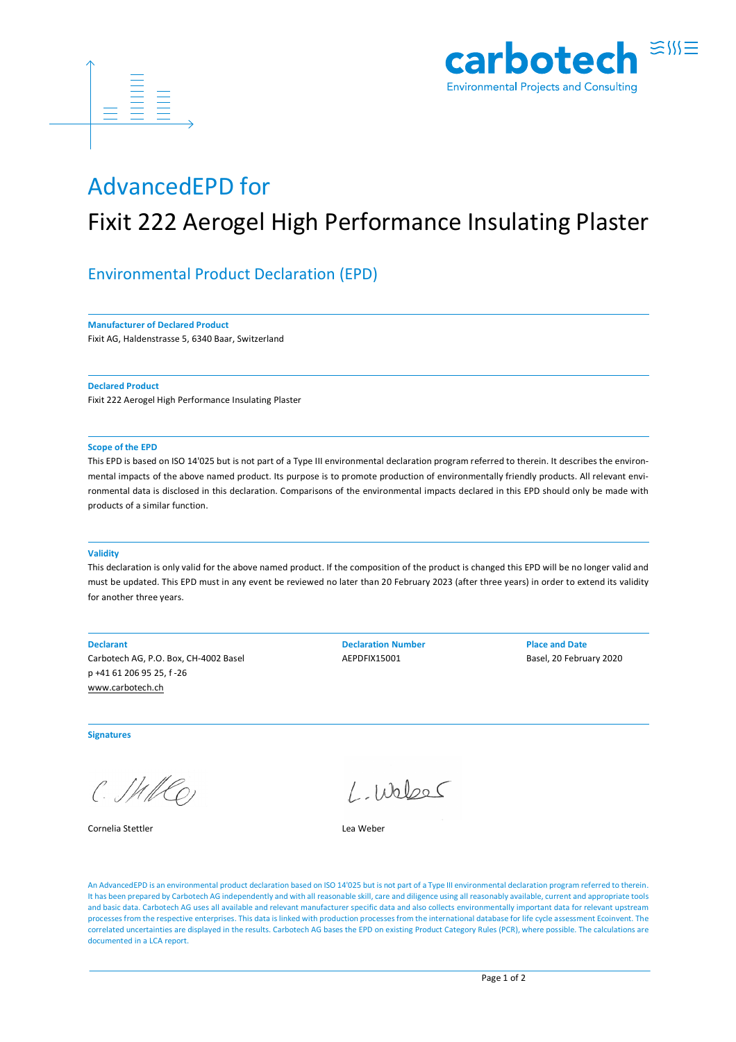carbotech

Environmental Projects and Consulting

# AdvancedEPD for

# Fixit 222 Aerogel High Performance Insulating Plaster

## Environmental Product Declaration (EPD)

**Manufacturer of Declared Product**

Fixit AG, Haldenstrasse 5, 6340 Baar, Switzerland

**Declared Product**

Fixit 222 Aerogel High Performance Insulating Plaster

**Scope of the EPD**

This EPD is based on ISO 14'025 but is not part of a Type III environmental declaration program referred to therein. It describes the environmental impacts of the above named product. Its purpose is to promote production of environmentally friendly products. All relevant environmental data is disclosed in this declaration. Comparisons of the environmental impacts declared in this EPD should only be made with products of a similar function.

**Validity**

This declaration is only valid for the above named product. If the composition of the product is changed this EPD will be no longer valid and must be updated. This EPD must in any event be reviewed no later than 20 February 2023 (after three years) in order to extend its validity for another three years.

**Declarant**

Carbotech AG, P.O. Box, CH-4002 Basel
p +41 61 206 95 25, f -26
www.carbotech.ch

**Declaration Number**

AEPDFIX15001

**Place and Date**

Basel, 20 February 2020

**Signatures**

Cornelia Stettler

Lea Weber

An AdvancedEPD is an environmental product declaration based on ISO 14'025 but is not part of a Type III environmental declaration program referred to therein. It has been prepared by Carbotech AG independently and with all reasonable skill, care and diligence using all reasonably available, current and appropriate tools and basic data. Carbotech AG uses all available and relevant manufacturer specific data and also collects environmentally important data for relevant upstream processes from the respective enterprises. This data is linked with production processes from the international database for life cycle assessment Ecoinvent. The correlated uncertainties are displayed in the results. Carbotech AG bases the EPD on existing Product Category Rules (PCR), where possible. The calculations are documented in a LCA report.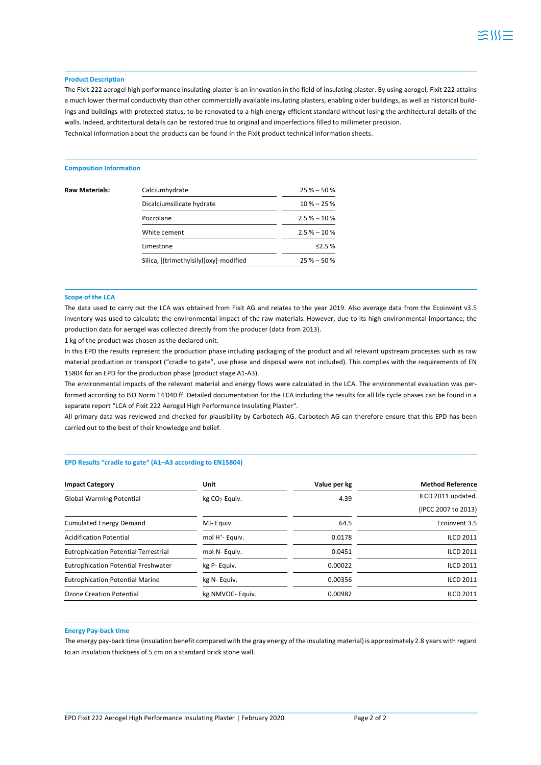## Product Description

The Fixit 222 aerogel high performance insulating plaster is an innovation in the field of insulating plaster. By using aerogel, Fixit 222 attains a much lower thermal conductivity than other commercially available insulating plasters, enabling older buildings, as well as historical buildings and buildings with protected status, to be renovated to a high energy efficient standard without losing the architectural details of the walls. Indeed, architectural details can be restored true to original and imperfections filled to millimeter precision.

Technical information about the products can be found in the Fixit product technical information sheets.

## Composition Information

| Raw Materials: | | |
|---|---|---|
| | Calciumhydrate | 25 % – 50 % |
| | Dicalciumsilicate hydrate | 10 % – 25 % |
| | Pozzolane | 2.5 % – 10 % |
| | White cement | 2.5 % – 10 % |
| | Limestone | ≤2.5 % |
| | Silica, [(trimethylsilyl)oxy]-modified | 25 % – 50 % |

## Scope of the LCA

The data used to carry out the LCA was obtained from Fixit AG and relates to the year 2019. Also average data from the Ecoinvent v3.5 inventory was used to calculate the environmental impact of the raw materials. However, due to its high environmental importance, the production data for aerogel was collected directly from the producer (data from 2013).

1 kg of the product was chosen as the declared unit.

In this EPD the results represent the production phase including packaging of the product and all relevant upstream processes such as raw material production or transport ("cradle to gate", use phase and disposal were not included). This complies with the requirements of EN 15804 for an EPD for the production phase (product stage A1-A3).

The environmental impacts of the relevant material and energy flows were calculated in the LCA. The environmental evaluation was performed according to ISO Norm 14'040 ff. Detailed documentation for the LCA including the results for all life cycle phases can be found in a separate report "LCA of Fixit 222 Aerogel High Performance Insulating Plaster".

All primary data was reviewed and checked for plausibility by Carbotech AG. Carbotech AG can therefore ensure that this EPD has been carried out to the best of their knowledge and belief.

## EPD Results "cradle to gate" (A1–A3 according to EN15804)

| Impact Category | Unit | Value per kg | Method Reference |
|---|---|---|---|
| Global Warming Potential | kg $CO_2$-Equiv. | 4.39 | ILCD 2011 updated. (IPCC 2007 to 2013) |
| Cumulated Energy Demand | MJ- Equiv. | 64.5 | Ecoinvent 3.5 |
| Acidification Potential | mol $H^+$- Equiv. | 0.0178 | ILCD 2011 |
| Eutrophication Potential Terrestrial | mol N- Equiv. | 0.0451 | ILCD 2011 |
| Eutrophication Potential Freshwater | kg P- Equiv. | 0.00022 | ILCD 2011 |
| Eutrophication Potential Marine | kg N- Equiv. | 0.00356 | ILCD 2011 |
| Ozone Creation Potential | kg NMVOC- Equiv. | 0.00982 | ILCD 2011 |

## Energy Pay-back time

The energy pay-back time (insulation benefit compared with the gray energy of the insulating material) is approximately 2.8 years with regard to an insulation thickness of 5 cm on a standard brick stone wall.